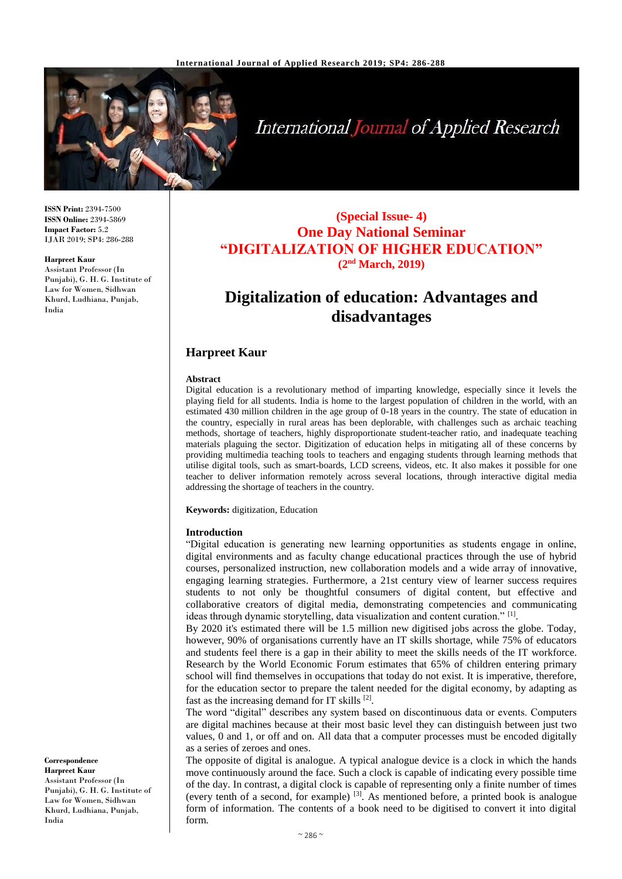**ISSN Print:** 2394-7500
**ISSN Online:** 2394-5869
**Impact Factor:** 5.2
IJAR 2019; SP4: 286-288

**Harpreet Kaur**
Assistant Professor (In Punjabi), G. H. G. Institute of Law for Women, Sidhwan Khurd, Ludhiana, Punjab, India

**Correspondence**
**Harpreet Kaur**
Assistant Professor (In Punjabi), G. H. G. Institute of Law for Women, Sidhwan Khurd, Ludhiana, Punjab, India

**(Special Issue- 4)**
**One Day National Seminar**
**"DIGITALIZATION OF HIGHER EDUCATION"**
**(2nd March, 2019)**

# Digitalization of education: Advantages and disadvantages

## Harpreet Kaur

### Abstract

Digital education is a revolutionary method of imparting knowledge, especially since it levels the playing field for all students. India is home to the largest population of children in the world, with an estimated 430 million children in the age group of 0-18 years in the country. The state of education in the country, especially in rural areas has been deplorable, with challenges such as archaic teaching methods, shortage of teachers, highly disproportionate student-teacher ratio, and inadequate teaching materials plaguing the sector. Digitization of education helps in mitigating all of these concerns by providing multimedia teaching tools to teachers and engaging students through learning methods that utilise digital tools, such as smart-boards, LCD screens, videos, etc. It also makes it possible for one teacher to deliver information remotely across several locations, through interactive digital media addressing the shortage of teachers in the country.

**Keywords:** digitization, Education

### Introduction

"Digital education is generating new learning opportunities as students engage in online, digital environments and as faculty change educational practices through the use of hybrid courses, personalized instruction, new collaboration models and a wide array of innovative, engaging learning strategies. Furthermore, a 21st century view of learner success requires students to not only be thoughtful consumers of digital content, but effective and collaborative creators of digital media, demonstrating competencies and communicating ideas through dynamic storytelling, data visualization and content curation." [1].

By 2020 it's estimated there will be 1.5 million new digitised jobs across the globe. Today, however, 90% of organisations currently have an IT skills shortage, while 75% of educators and students feel there is a gap in their ability to meet the skills needs of the IT workforce. Research by the World Economic Forum estimates that 65% of children entering primary school will find themselves in occupations that today do not exist. It is imperative, therefore, for the education sector to prepare the talent needed for the digital economy, by adapting as fast as the increasing demand for IT skills [2].

The word "digital" describes any system based on discontinuous data or events. Computers are digital machines because at their most basic level they can distinguish between just two values, 0 and 1, or off and on. All data that a computer processes must be encoded digitally as a series of zeroes and ones.

The opposite of digital is analogue. A typical analogue device is a clock in which the hands move continuously around the face. Such a clock is capable of indicating every possible time of the day. In contrast, a digital clock is capable of representing only a finite number of times (every tenth of a second, for example) [3]. As mentioned before, a printed book is analogue form of information. The contents of a book need to be digitised to convert it into digital form.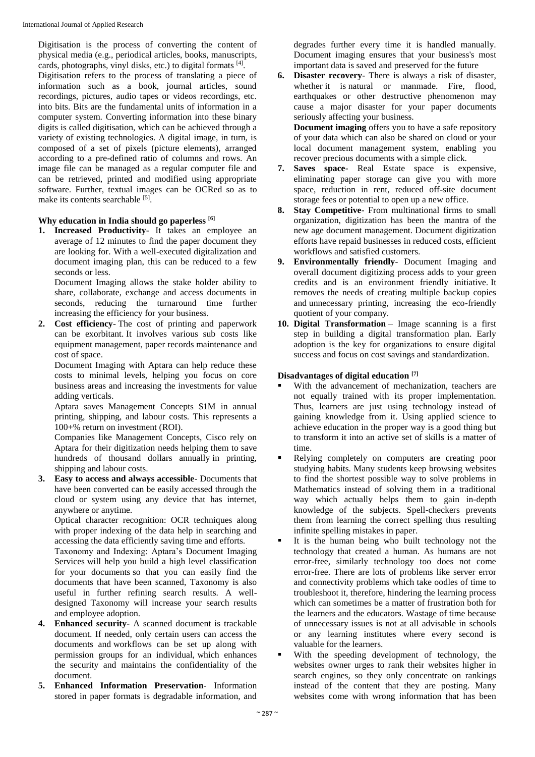Digitisation is the process of converting the content of physical media (e.g., periodical articles, books, manuscripts, cards, photographs, vinyl disks, etc.) to digital formats [4].

Digitisation refers to the process of translating a piece of information such as a book, journal articles, sound recordings, pictures, audio tapes or videos recordings, etc. into bits. Bits are the fundamental units of information in a computer system. Converting information into these binary digits is called digitisation, which can be achieved through a variety of existing technologies. A digital image, in turn, is composed of a set of pixels (picture elements), arranged according to a pre-defined ratio of columns and rows. An image file can be managed as a regular computer file and can be retrieved, printed and modified using appropriate software. Further, textual images can be OCRed so as to make its contents searchable [5].

### Why education in India should go paperless [6]

1. **Increased Productivity**- It takes an employee an average of 12 minutes to find the paper document they are looking for. With a well-executed digitalization and document imaging plan, this can be reduced to a few seconds or less.

   Document Imaging allows the stake holder ability to share, collaborate, exchange and access documents in seconds, reducing the turnaround time further increasing the efficiency for your business.

2. **Cost efficiency**- The cost of printing and paperwork can be exorbitant. It involves various sub costs like equipment management, paper records maintenance and cost of space.

   Document Imaging with Aptara can help reduce these costs to minimal levels, helping you focus on core business areas and increasing the investments for value adding verticals.

   Aptara saves Management Concepts $1M in annual printing, shipping, and labour costs. This represents a 100+% return on investment (ROI).

   Companies like Management Concepts, Cisco rely on Aptara for their digitization needs helping them to save hundreds of thousand dollars annually in printing, shipping and labour costs.

3. **Easy to access and always accessible**- Documents that have been converted can be easily accessed through the cloud or system using any device that has internet, anywhere or anytime.

   Optical character recognition: OCR techniques along with proper indexing of the data help in searching and accessing the data efficiently saving time and efforts.

   Taxonomy and Indexing: Aptara's Document Imaging Services will help you build a high level classification for your documents so that you can easily find the documents that have been scanned, Taxonomy is also useful in further refining search results. A well-designed Taxonomy will increase your search results and employee adoption.

4. **Enhanced security**- A scanned document is trackable document. If needed, only certain users can access the documents and workflows can be set up along with permission groups for an individual, which enhances the security and maintains the confidentiality of the document.

5. **Enhanced Information Preservation**- Information stored in paper formats is degradable information, and degrades further every time it is handled manually. Document imaging ensures that your business's most important data is saved and preserved for the future

6. **Disaster recovery**- There is always a risk of disaster, whether it is natural or manmade. Fire, flood, earthquakes or other destructive phenomenon may cause a major disaster for your paper documents seriously affecting your business.

   **Document imaging** offers you to have a safe repository of your data which can also be shared on cloud or your local document management system, enabling you recover precious documents with a simple click.

7. **Saves space**- Real Estate space is expensive, eliminating paper storage can give you with more space, reduction in rent, reduced off-site document storage fees or potential to open up a new office.

8. **Stay Competitive**- From multinational firms to small organization, digitization has been the mantra of the new age document management. Document digitization efforts have repaid businesses in reduced costs, efficient workflows and satisfied customers.

9. **Environmentally friendly**- Document Imaging and overall document digitizing process adds to your green credits and is an environment friendly initiative. It removes the needs of creating multiple backup copies and unnecessary printing, increasing the eco-friendly quotient of your company.

10. **Digital Transformation** – Image scanning is a first step in building a digital transformation plan. Early adoption is the key for organizations to ensure digital success and focus on cost savings and standardization.

### Disadvantages of digital education [7]

- With the advancement of mechanization, teachers are not equally trained with its proper implementation. Thus, learners are just using technology instead of gaining knowledge from it. Using applied science to achieve education in the proper way is a good thing but to transform it into an active set of skills is a matter of time.
- Relying completely on computers are creating poor studying habits. Many students keep browsing websites to find the shortest possible way to solve problems in Mathematics instead of solving them in a traditional way which actually helps them to gain in-depth knowledge of the subjects. Spell-checkers prevents them from learning the correct spelling thus resulting infinite spelling mistakes in paper.
- It is the human being who built technology not the technology that created a human. As humans are not error-free, similarly technology too does not come error-free. There are lots of problems like server error and connectivity problems which take oodles of time to troubleshoot it, therefore, hindering the learning process which can sometimes be a matter of frustration both for the learners and the educators. Wastage of time because of unnecessary issues is not at all advisable in schools or any learning institutes where every second is valuable for the learners.
- With the speeding development of technology, the websites owner urges to rank their websites higher in search engines, so they only concentrate on rankings instead of the content that they are posting. Many websites come with wrong information that has been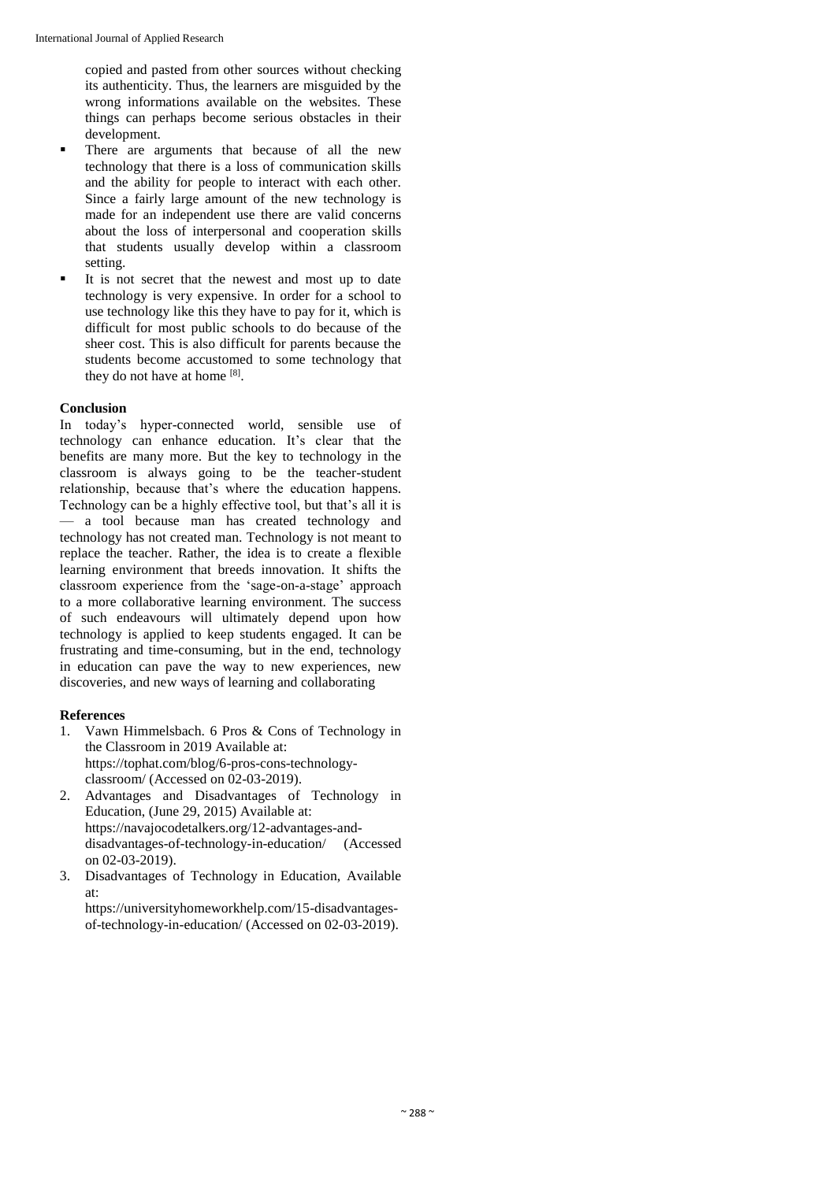copied and pasted from other sources without checking its authenticity. Thus, the learners are misguided by the wrong informations available on the websites. These things can perhaps become serious obstacles in their development.

- There are arguments that because of all the new technology that there is a loss of communication skills and the ability for people to interact with each other. Since a fairly large amount of the new technology is made for an independent use there are valid concerns about the loss of interpersonal and cooperation skills that students usually develop within a classroom setting.
- It is not secret that the newest and most up to date technology is very expensive. In order for a school to use technology like this they have to pay for it, which is difficult for most public schools to do because of the sheer cost. This is also difficult for parents because the students become accustomed to some technology that they do not have at home [8].

## Conclusion

In today's hyper-connected world, sensible use of technology can enhance education. It's clear that the benefits are many more. But the key to technology in the classroom is always going to be the teacher-student relationship, because that's where the education happens. Technology can be a highly effective tool, but that's all it is — a tool because man has created technology and technology has not created man. Technology is not meant to replace the teacher. Rather, the idea is to create a flexible learning environment that breeds innovation. It shifts the classroom experience from the 'sage-on-a-stage' approach to a more collaborative learning environment. The success of such endeavours will ultimately depend upon how technology is applied to keep students engaged. It can be frustrating and time-consuming, but in the end, technology in education can pave the way to new experiences, new discoveries, and new ways of learning and collaborating

## References

1. Vawn Himmelsbach. 6 Pros & Cons of Technology in the Classroom in 2019 Available at: https://tophat.com/blog/6-pros-cons-technology-classroom/ (Accessed on 02-03-2019).
2. Advantages and Disadvantages of Technology in Education, (June 29, 2015) Available at: https://navajocodetalkers.org/12-advantages-and-disadvantages-of-technology-in-education/ (Accessed on 02-03-2019).
3. Disadvantages of Technology in Education, Available at: https://universityhomeworkhelp.com/15-disadvantages-of-technology-in-education/ (Accessed on 02-03-2019).